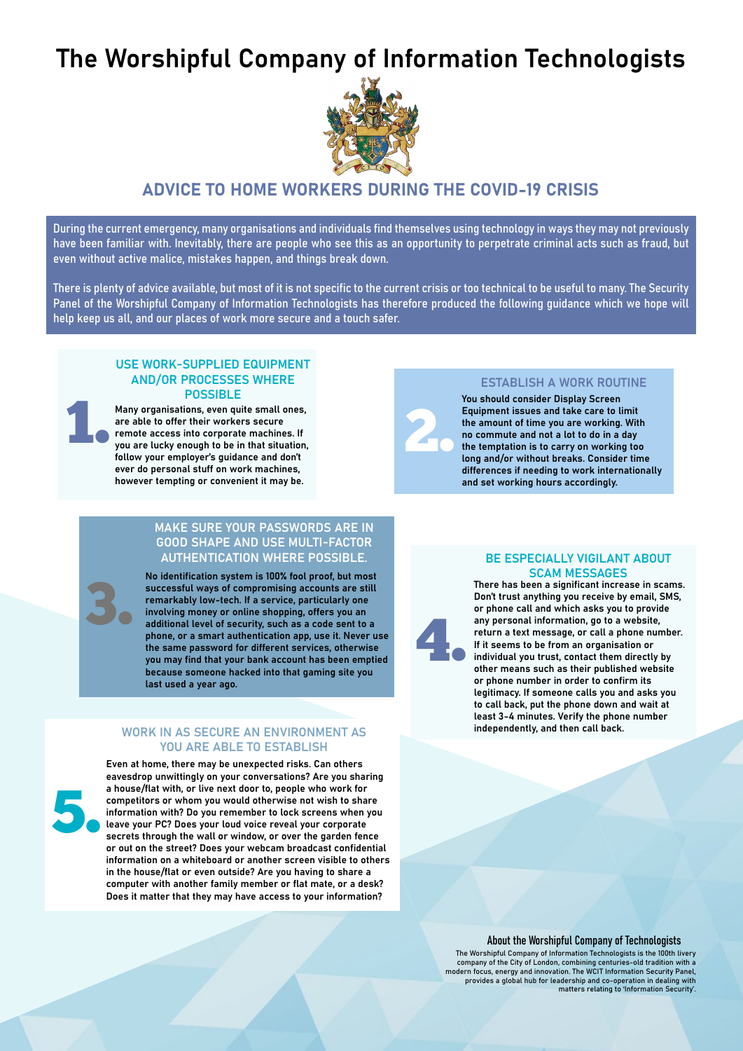# The Worshipful Company of Information Technologists

## ADVICE TO HOME WORKERS DURING THE COVID-19 CRISIS

During the current emergency, many organisations and individuals find themselves using technology in ways they may not previously have been familiar with. Inevitably, there are people who see this as an opportunity to perpetrate criminal acts such as fraud, but even without active malice, mistakes happen, and things break down.

There is plenty of advice available, but most of it is not specific to the current crisis or too technical to be useful to many. The Security Panel of the Worshipful Company of Information Technologists has therefore produced the following guidance which we hope will help keep us all, and our places of work more secure and a touch safer.

### 1. USE WORK-SUPPLIED EQUIPMENT AND/OR PROCESSES WHERE POSSIBLE

**Many organisations, even quite small ones, are able to offer their workers secure remote access into corporate machines. If you are lucky enough to be in that situation, follow your employer's guidance and don't ever do personal stuff on work machines, however tempting or convenient it may be.**

### 2. ESTABLISH A WORK ROUTINE

**You should consider Display Screen Equipment issues and take care to limit the amount of time you are working. With no commute and not a lot to do in a day the temptation is to carry on working too long and/or without breaks. Consider time differences if needing to work internationally and set working hours accordingly.**

### 3. MAKE SURE YOUR PASSWORDS ARE IN GOOD SHAPE AND USE MULTI-FACTOR AUTHENTICATION WHERE POSSIBLE.

**No identification system is 100% fool proof, but most successful ways of compromising accounts are still remarkably low-tech. If a service, particularly one involving money or online shopping, offers you an additional level of security, such as a code sent to a phone, or a smart authentication app, use it. Never use the same password for different services, otherwise you may find that your bank account has been emptied because someone hacked into that gaming site you last used a year ago.**

### 4. BE ESPECIALLY VIGILANT ABOUT SCAM MESSAGES

**There has been a significant increase in scams. Don't trust anything you receive by email, SMS, or phone call and which asks you to provide any personal information, go to a website, return a text message, or call a phone number. If it seems to be from an organisation or individual you trust, contact them directly by other means such as their published website or phone number in order to confirm its legitimacy. If someone calls you and asks you to call back, put the phone down and wait at least 3-4 minutes. Verify the phone number independently, and then call back.**

### 5. WORK IN AS SECURE AN ENVIRONMENT AS YOU ARE ABLE TO ESTABLISH

**Even at home, there may be unexpected risks. Can others eavesdrop unwittingly on your conversations? Are you sharing a house/flat with, or live next door to, people who work for competitors or whom you would otherwise not wish to share information with? Do you remember to lock screens when you leave your PC? Does your loud voice reveal your corporate secrets through the wall or window, or over the garden fence or out on the street? Does your webcam broadcast confidential information on a whiteboard or another screen visible to others in the house/flat or even outside? Are you having to share a computer with another family member or flat mate, or a desk? Does it matter that they may have access to your information?**

#### About the Worshipful Company of Technologists

The Worshipful Company of Information Technologists is the 100th livery company of the City of London, combining centuries-old tradition with a modern focus, energy and innovation. The WCIT Information Security Panel, provides a global hub for leadership and co-operation in dealing with matters relating to 'Information Security'.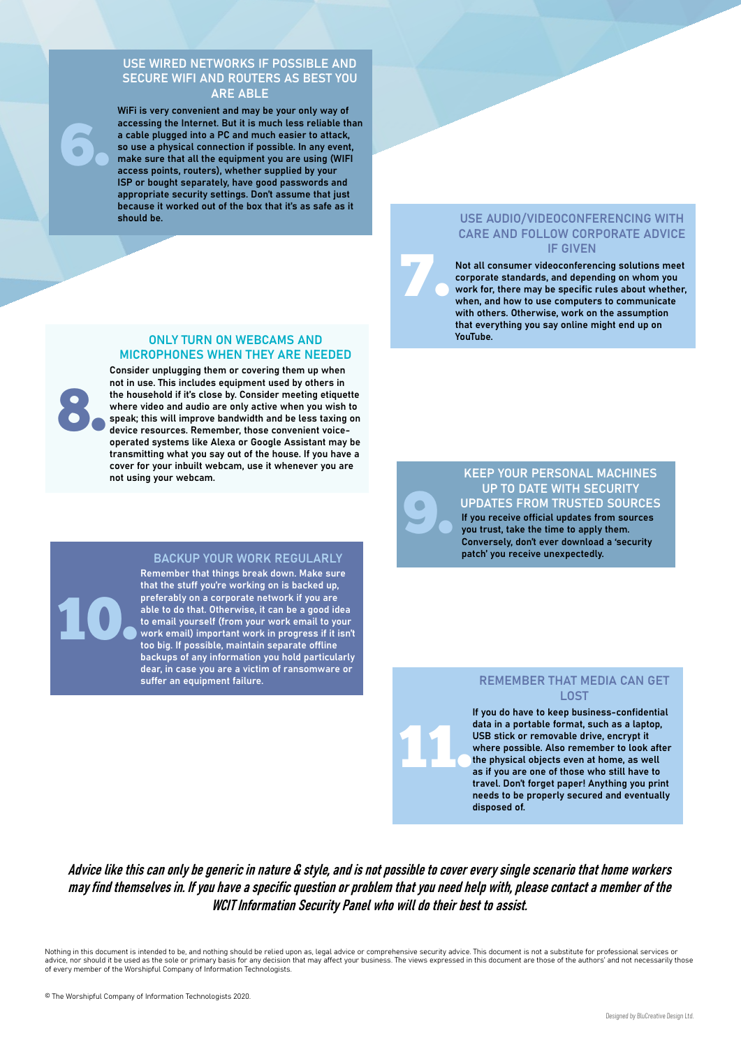## 6. USE WIRED NETWORKS IF POSSIBLE AND SECURE WIFI AND ROUTERS AS BEST YOU ARE ABLE

WiFi is very convenient and may be your only way of accessing the Internet. But it is much less reliable than a cable plugged into a PC and much easier to attack, so use a physical connection if possible. In any event, make sure that all the equipment you are using (WIFI access points, routers), whether supplied by your ISP or bought separately, have good passwords and appropriate security settings. Don't assume that just because it worked out of the box that it's as safe as it should be.

## 7. USE AUDIO/VIDEOCONFERENCING WITH CARE AND FOLLOW CORPORATE ADVICE IF GIVEN

Not all consumer videoconferencing solutions meet corporate standards, and depending on whom you work for, there may be specific rules about whether, when, and how to use computers to communicate with others. Otherwise, work on the assumption that everything you say online might end up on YouTube.

## 8. ONLY TURN ON WEBCAMS AND MICROPHONES WHEN THEY ARE NEEDED

Consider unplugging them or covering them up when not in use. This includes equipment used by others in the household if it's close by. Consider meeting etiquette where video and audio are only active when you wish to speak; this will improve bandwidth and be less taxing on device resources. Remember, those convenient voice-operated systems like Alexa or Google Assistant may be transmitting what you say out of the house. If you have a cover for your inbuilt webcam, use it whenever you are not using your webcam.

## 9. KEEP YOUR PERSONAL MACHINES UP TO DATE WITH SECURITY UPDATES FROM TRUSTED SOURCES

If you receive official updates from sources you trust, take the time to apply them. Conversely, don't ever download a 'security patch' you receive unexpectedly.

## 10. BACKUP YOUR WORK REGULARLY

Remember that things break down. Make sure that the stuff you're working on is backed up, preferably on a corporate network if you are able to do that. Otherwise, it can be a good idea to email yourself (from your work email to your work email) important work in progress if it isn't too big. If possible, maintain separate offline backups of any information you hold particularly dear, in case you are a victim of ransomware or suffer an equipment failure.

## 11. REMEMBER THAT MEDIA CAN GET LOST

If you do have to keep business-confidential data in a portable format, such as a laptop, USB stick or removable drive, encrypt it where possible. Also remember to look after the physical objects even at home, as well as if you are one of those who still have to travel. Don't forget paper! Anything you print needs to be properly secured and eventually disposed of.

***Advice like this can only be generic in nature & style, and is not possible to cover every single scenario that home workers may find themselves in. If you have a specific question or problem that you need help with, please contact a member of the WCIT Information Security Panel who will do their best to assist.***

Nothing in this document is intended to be, and nothing should be relied upon as, legal advice or comprehensive security advice. This document is not a substitute for professional services or advice, nor should it be used as the sole or primary basis for any decision that may affect your business. The views expressed in this document are those of the authors' and not necessarily those of every member of the Worshipful Company of Information Technologists.

© The Worshipful Company of Information Technologists 2020.

Designed by BluCreative Design Ltd.